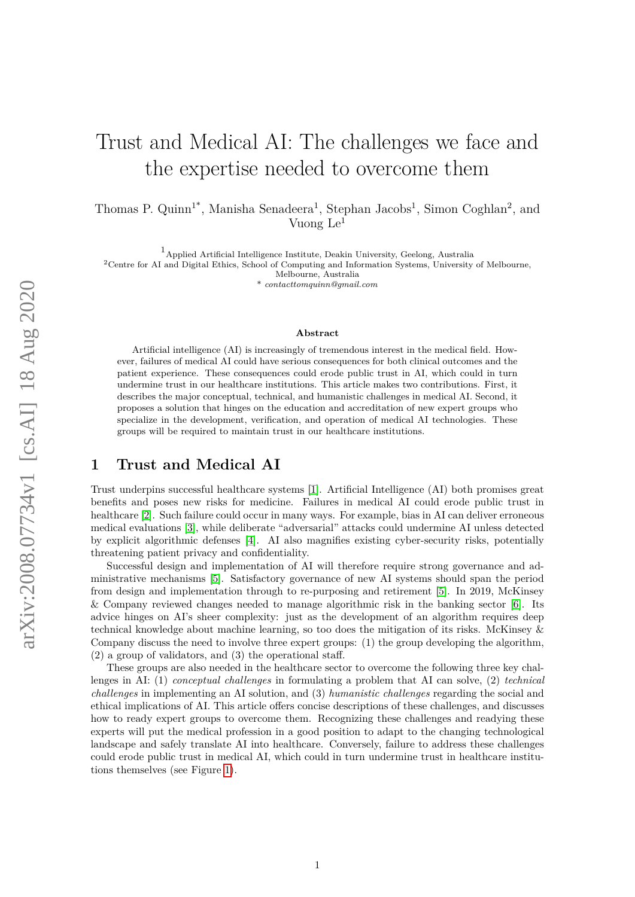# Trust and Medical AI: The challenges we face and the expertise needed to overcome them

Thomas P. Quinn[1*], Manisha Senadeera[1], Stephan Jacobs[1], Simon Coghlan[2], and Vuong Le[1]

[1]Applied Artificial Intelligence Institute, Deakin University, Geelong, Australia
[2]Centre for AI and Digital Ethics, School of Computing and Information Systems, University of Melbourne, Melbourne, Australia
[*] *contacttomquinn@gmail.com*

**Abstract**

Artificial intelligence (AI) is increasingly of tremendous interest in the medical field. However, failures of medical AI could have serious consequences for both clinical outcomes and the patient experience. These consequences could erode public trust in AI, which could in turn undermine trust in our healthcare institutions. This article makes two contributions. First, it describes the major conceptual, technical, and humanistic challenges in medical AI. Second, it proposes a solution that hinges on the education and accreditation of new expert groups who specialize in the development, verification, and operation of medical AI technologies. These groups will be required to maintain trust in our healthcare institutions.

## 1 Trust and Medical AI

Trust underpins successful healthcare systems [1]. Artificial Intelligence (AI) both promises great benefits and poses new risks for medicine. Failures in medical AI could erode public trust in healthcare [2]. Such failure could occur in many ways. For example, bias in AI can deliver erroneous medical evaluations [3], while deliberate "adversarial" attacks could undermine AI unless detected by explicit algorithmic defenses [4]. AI also magnifies existing cyber-security risks, potentially threatening patient privacy and confidentiality.

Successful design and implementation of AI will therefore require strong governance and administrative mechanisms [5]. Satisfactory governance of new AI systems should span the period from design and implementation through to re-purposing and retirement [5]. In 2019, McKinsey & Company reviewed changes needed to manage algorithmic risk in the banking sector [6]. Its advice hinges on AI's sheer complexity: just as the development of an algorithm requires deep technical knowledge about machine learning, so too does the mitigation of its risks. McKinsey & Company discuss the need to involve three expert groups: (1) the group developing the algorithm, (2) a group of validators, and (3) the operational staff.

These groups are also needed in the healthcare sector to overcome the following three key challenges in AI: (1) *conceptual challenges* in formulating a problem that AI can solve, (2) *technical challenges* in implementing an AI solution, and (3) *humanistic challenges* regarding the social and ethical implications of AI. This article offers concise descriptions of these challenges, and discusses how to ready expert groups to overcome them. Recognizing these challenges and readying these experts will put the medical profession in a good position to adapt to the changing technological landscape and safely translate AI into healthcare. Conversely, failure to address these challenges could erode public trust in medical AI, which could in turn undermine trust in healthcare institutions themselves (see Figure 1).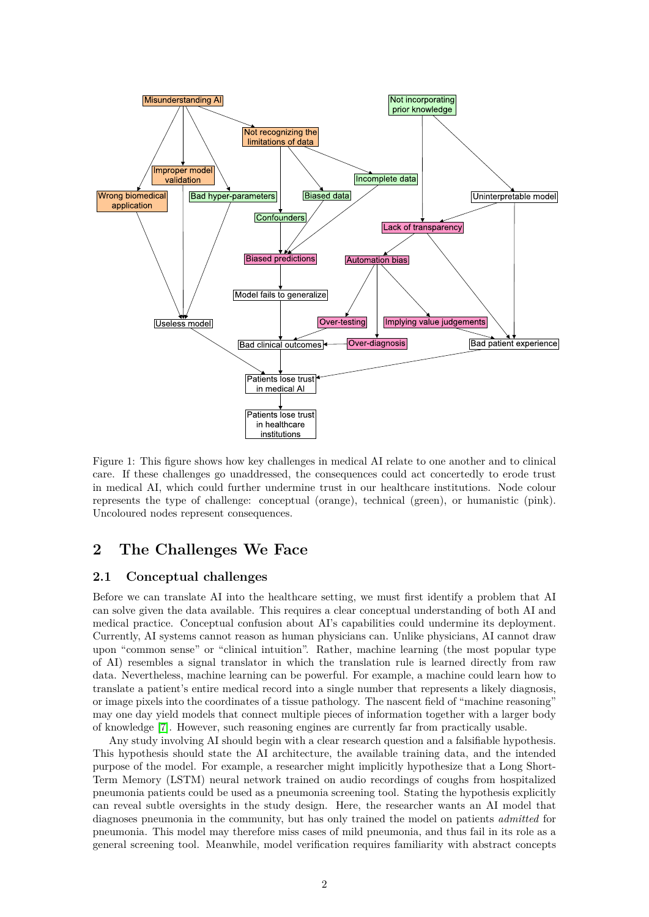Figure 1: This figure shows how key challenges in medical AI relate to one another and to clinical care. If these challenges go unaddressed, the consequences could act concertedly to erode trust in medical AI, which could further undermine trust in our healthcare institutions. Node colour represents the type of challenge: conceptual (orange), technical (green), or humanistic (pink). Uncoloured nodes represent consequences.

## 2 The Challenges We Face

### 2.1 Conceptual challenges

Before we can translate AI into the healthcare setting, we must first identify a problem that AI can solve given the data available. This requires a clear conceptual understanding of both AI and medical practice. Conceptual confusion about AI's capabilities could undermine its deployment. Currently, AI systems cannot reason as human physicians can. Unlike physicians, AI cannot draw upon "common sense" or "clinical intuition". Rather, machine learning (the most popular type of AI) resembles a signal translator in which the translation rule is learned directly from raw data. Nevertheless, machine learning can be powerful. For example, a machine could learn how to translate a patient's entire medical record into a single number that represents a likely diagnosis, or image pixels into the coordinates of a tissue pathology. The nascent field of "machine reasoning" may one day yield models that connect multiple pieces of information together with a larger body of knowledge [7]. However, such reasoning engines are currently far from practically usable.

Any study involving AI should begin with a clear research question and a falsifiable hypothesis. This hypothesis should state the AI architecture, the available training data, and the intended purpose of the model. For example, a researcher might implicitly hypothesize that a Long Short-Term Memory (LSTM) neural network trained on audio recordings of coughs from hospitalized pneumonia patients could be used as a pneumonia screening tool. Stating the hypothesis explicitly can reveal subtle oversights in the study design. Here, the researcher wants an AI model that diagnoses pneumonia in the community, but has only trained the model on patients *admitted* for pneumonia. This model may therefore miss cases of mild pneumonia, and thus fail in its role as a general screening tool. Meanwhile, model verification requires familiarity with abstract concepts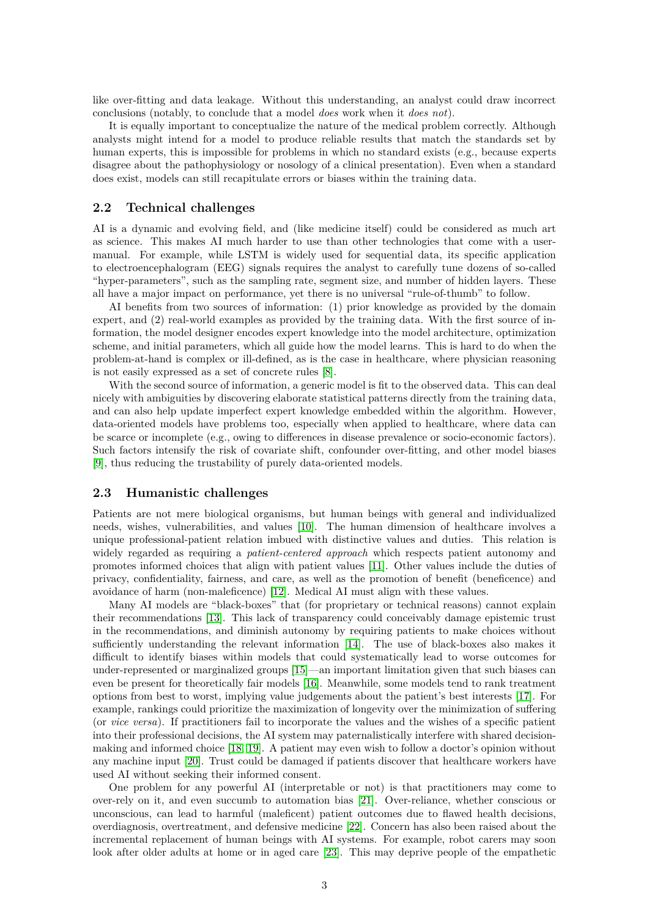like over-fitting and data leakage. Without this understanding, an analyst could draw incorrect conclusions (notably, to conclude that a model *does* work when it *does not*).

It is equally important to conceptualize the nature of the medical problem correctly. Although analysts might intend for a model to produce reliable results that match the standards set by human experts, this is impossible for problems in which no standard exists (e.g., because experts disagree about the pathophysiology or nosology of a clinical presentation). Even when a standard does exist, models can still recapitulate errors or biases within the training data.

## 2.2 Technical challenges

AI is a dynamic and evolving field, and (like medicine itself) could be considered as much art as science. This makes AI much harder to use than other technologies that come with a user-manual. For example, while LSTM is widely used for sequential data, its specific application to electroencephalogram (EEG) signals requires the analyst to carefully tune dozens of so-called "hyper-parameters", such as the sampling rate, segment size, and number of hidden layers. These all have a major impact on performance, yet there is no universal "rule-of-thumb" to follow.

AI benefits from two sources of information: (1) prior knowledge as provided by the domain expert, and (2) real-world examples as provided by the training data. With the first source of information, the model designer encodes expert knowledge into the model architecture, optimization scheme, and initial parameters, which all guide how the model learns. This is hard to do when the problem-at-hand is complex or ill-defined, as is the case in healthcare, where physician reasoning is not easily expressed as a set of concrete rules [8].

With the second source of information, a generic model is fit to the observed data. This can deal nicely with ambiguities by discovering elaborate statistical patterns directly from the training data, and can also help update imperfect expert knowledge embedded within the algorithm. However, data-oriented models have problems too, especially when applied to healthcare, where data can be scarce or incomplete (e.g., owing to differences in disease prevalence or socio-economic factors). Such factors intensify the risk of covariate shift, confounder over-fitting, and other model biases [9], thus reducing the trustability of purely data-oriented models.

## 2.3 Humanistic challenges

Patients are not mere biological organisms, but human beings with general and individualized needs, wishes, vulnerabilities, and values [10]. The human dimension of healthcare involves a unique professional-patient relation imbued with distinctive values and duties. This relation is widely regarded as requiring a *patient-centered approach* which respects patient autonomy and promotes informed choices that align with patient values [11]. Other values include the duties of privacy, confidentiality, fairness, and care, as well as the promotion of benefit (beneficence) and avoidance of harm (non-maleficence) [12]. Medical AI must align with these values.

Many AI models are "black-boxes" that (for proprietary or technical reasons) cannot explain their recommendations [13]. This lack of transparency could conceivably damage epistemic trust in the recommendations, and diminish autonomy by requiring patients to make choices without sufficiently understanding the relevant information [14]. The use of black-boxes also makes it difficult to identify biases within models that could systematically lead to worse outcomes for under-represented or marginalized groups [15]—an important limitation given that such biases can even be present for theoretically fair models [16]. Meanwhile, some models tend to rank treatment options from best to worst, implying value judgements about the patient's best interests [17]. For example, rankings could prioritize the maximization of longevity over the minimization of suffering (or *vice versa*). If practitioners fail to incorporate the values and the wishes of a specific patient into their professional decisions, the AI system may paternalistically interfere with shared decision-making and informed choice [18, 19]. A patient may even wish to follow a doctor's opinion without any machine input [20]. Trust could be damaged if patients discover that healthcare workers have used AI without seeking their informed consent.

One problem for any powerful AI (interpretable or not) is that practitioners may come to over-rely on it, and even succumb to automation bias [21]. Over-reliance, whether conscious or unconscious, can lead to harmful (maleficent) patient outcomes due to flawed health decisions, overdiagnosis, overtreatment, and defensive medicine [22]. Concern has also been raised about the incremental replacement of human beings with AI systems. For example, robot carers may soon look after older adults at home or in aged care [23]. This may deprive people of the empathetic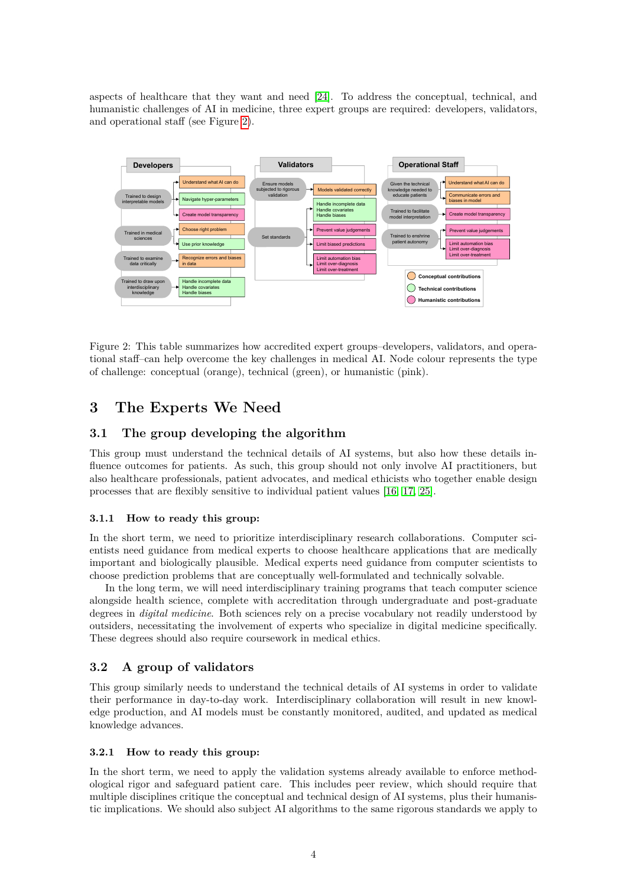aspects of healthcare that they want and need [24]. To address the conceptual, technical, and humanistic challenges of AI in medicine, three expert groups are required: developers, validators, and operational staff (see Figure 2).

Figure 2: This table summarizes how accredited expert groups–developers, validators, and operational staff–can help overcome the key challenges in medical AI. Node colour represents the type of challenge: conceptual (orange), technical (green), or humanistic (pink).

# 3 The Experts We Need

## 3.1 The group developing the algorithm

This group must understand the technical details of AI systems, but also how these details influence outcomes for patients. As such, this group should not only involve AI practitioners, but also healthcare professionals, patient advocates, and medical ethicists who together enable design processes that are flexibly sensitive to individual patient values [16, 17, 25].

### 3.1.1 How to ready this group:

In the short term, we need to prioritize interdisciplinary research collaborations. Computer scientists need guidance from medical experts to choose healthcare applications that are medically important and biologically plausible. Medical experts need guidance from computer scientists to choose prediction problems that are conceptually well-formulated and technically solvable.

In the long term, we will need interdisciplinary training programs that teach computer science alongside health science, complete with accreditation through undergraduate and post-graduate degrees in *digital medicine*. Both sciences rely on a precise vocabulary not readily understood by outsiders, necessitating the involvement of experts who specialize in digital medicine specifically. These degrees should also require coursework in medical ethics.

## 3.2 A group of validators

This group similarly needs to understand the technical details of AI systems in order to validate their performance in day-to-day work. Interdisciplinary collaboration will result in new knowledge production, and AI models must be constantly monitored, audited, and updated as medical knowledge advances.

### 3.2.1 How to ready this group:

In the short term, we need to apply the validation systems already available to enforce methodological rigor and safeguard patient care. This includes peer review, which should require that multiple disciplines critique the conceptual and technical design of AI systems, plus their humanistic implications. We should also subject AI algorithms to the same rigorous standards we apply to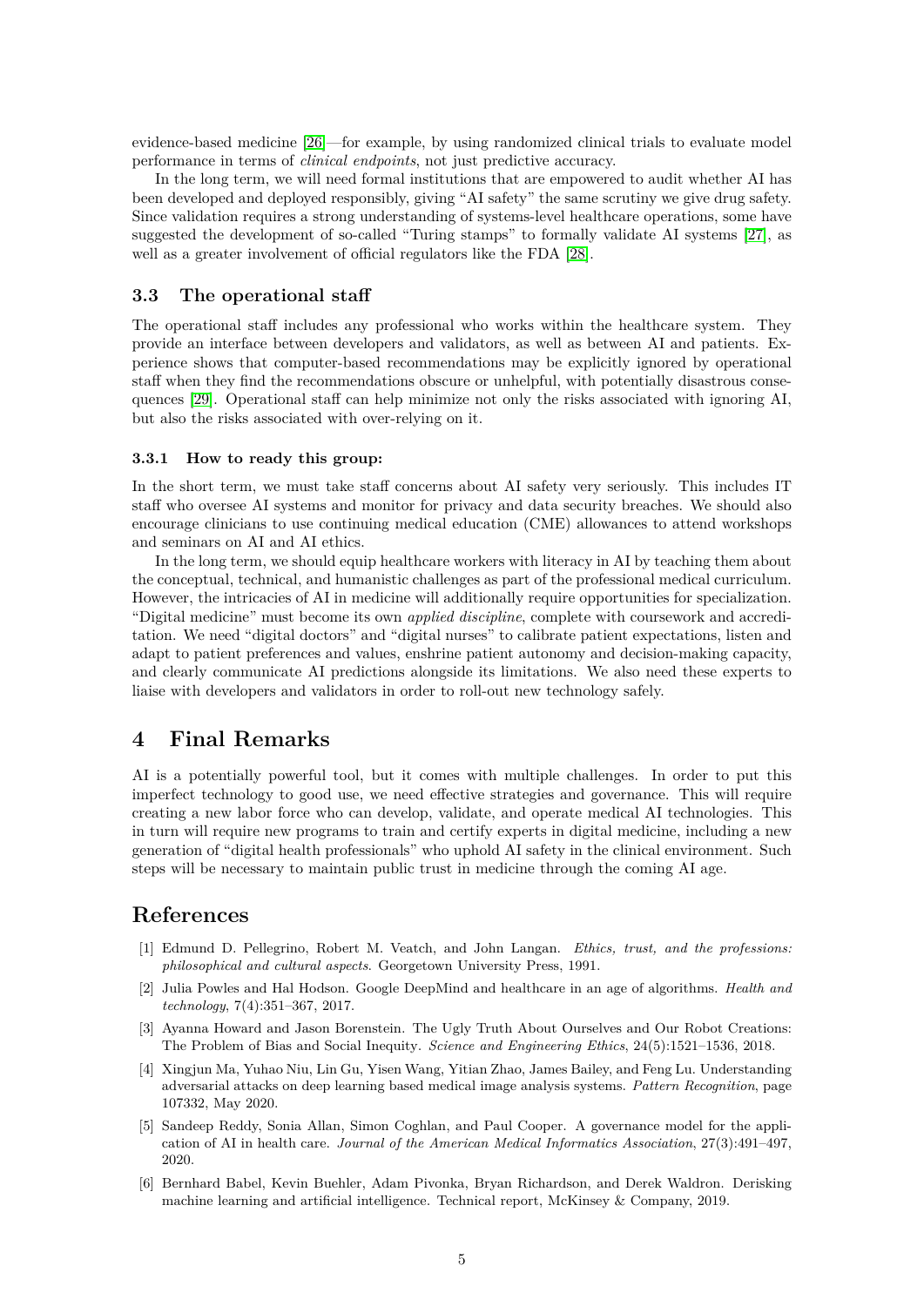evidence-based medicine [26]—for example, by using randomized clinical trials to evaluate model performance in terms of *clinical endpoints*, not just predictive accuracy.

In the long term, we will need formal institutions that are empowered to audit whether AI has been developed and deployed responsibly, giving "AI safety" the same scrutiny we give drug safety. Since validation requires a strong understanding of systems-level healthcare operations, some have suggested the development of so-called "Turing stamps" to formally validate AI systems [27], as well as a greater involvement of official regulators like the FDA [28].

### 3.3 The operational staff

The operational staff includes any professional who works within the healthcare system. They provide an interface between developers and validators, as well as between AI and patients. Experience shows that computer-based recommendations may be explicitly ignored by operational staff when they find the recommendations obscure or unhelpful, with potentially disastrous consequences [29]. Operational staff can help minimize not only the risks associated with ignoring AI, but also the risks associated with over-relying on it.

#### 3.3.1 How to ready this group:

In the short term, we must take staff concerns about AI safety very seriously. This includes IT staff who oversee AI systems and monitor for privacy and data security breaches. We should also encourage clinicians to use continuing medical education (CME) allowances to attend workshops and seminars on AI and AI ethics.

In the long term, we should equip healthcare workers with literacy in AI by teaching them about the conceptual, technical, and humanistic challenges as part of the professional medical curriculum. However, the intricacies of AI in medicine will additionally require opportunities for specialization. "Digital medicine" must become its own *applied discipline*, complete with coursework and accreditation. We need "digital doctors" and "digital nurses" to calibrate patient expectations, listen and adapt to patient preferences and values, enshrine patient autonomy and decision-making capacity, and clearly communicate AI predictions alongside its limitations. We also need these experts to liaise with developers and validators in order to roll-out new technology safely.

## 4 Final Remarks

AI is a potentially powerful tool, but it comes with multiple challenges. In order to put this imperfect technology to good use, we need effective strategies and governance. This will require creating a new labor force who can develop, validate, and operate medical AI technologies. This in turn will require new programs to train and certify experts in digital medicine, including a new generation of "digital health professionals" who uphold AI safety in the clinical environment. Such steps will be necessary to maintain public trust in medicine through the coming AI age.

## References

[1] Edmund D. Pellegrino, Robert M. Veatch, and John Langan. *Ethics, trust, and the professions: philosophical and cultural aspects*. Georgetown University Press, 1991.

[2] Julia Powles and Hal Hodson. Google DeepMind and healthcare in an age of algorithms. *Health and technology*, 7(4):351–367, 2017.

[3] Ayanna Howard and Jason Borenstein. The Ugly Truth About Ourselves and Our Robot Creations: The Problem of Bias and Social Inequity. *Science and Engineering Ethics*, 24(5):1521–1536, 2018.

[4] Xingjun Ma, Yuhao Niu, Lin Gu, Yisen Wang, Yitian Zhao, James Bailey, and Feng Lu. Understanding adversarial attacks on deep learning based medical image analysis systems. *Pattern Recognition*, page 107332, May 2020.

[5] Sandeep Reddy, Sonia Allan, Simon Coghlan, and Paul Cooper. A governance model for the application of AI in health care. *Journal of the American Medical Informatics Association*, 27(3):491–497, 2020.

[6] Bernhard Babel, Kevin Buehler, Adam Pivonka, Bryan Richardson, and Derek Waldron. Derisking machine learning and artificial intelligence. Technical report, McKinsey & Company, 2019.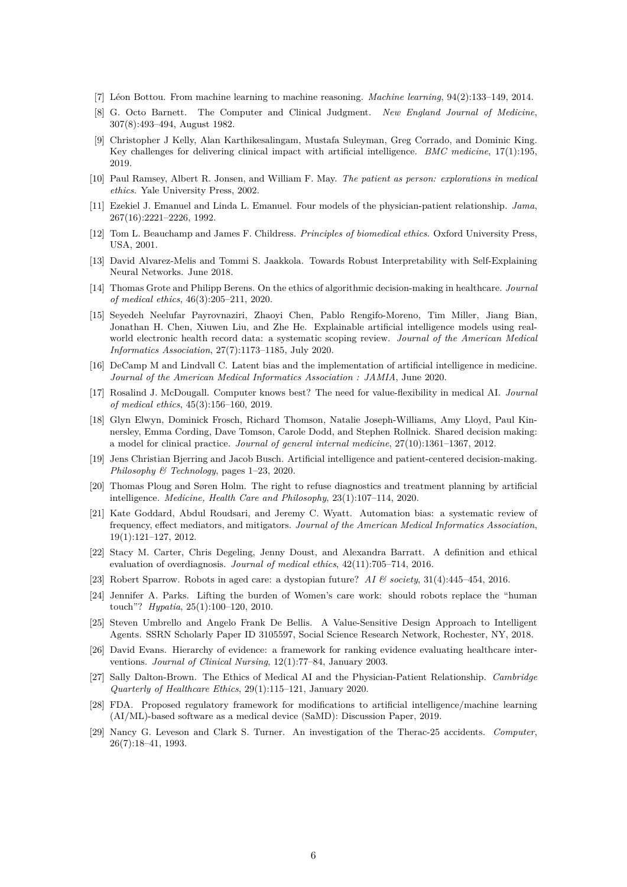[7] Léon Bottou. From machine learning to machine reasoning. *Machine learning*, 94(2):133–149, 2014.

[8] G. Octo Barnett. The Computer and Clinical Judgment. *New England Journal of Medicine*, 307(8):493–494, August 1982.

[9] Christopher J Kelly, Alan Karthikesalingam, Mustafa Suleyman, Greg Corrado, and Dominic King. Key challenges for delivering clinical impact with artificial intelligence. *BMC medicine*, 17(1):195, 2019.

[10] Paul Ramsey, Albert R. Jonsen, and William F. May. *The patient as person: explorations in medical ethics*. Yale University Press, 2002.

[11] Ezekiel J. Emanuel and Linda L. Emanuel. Four models of the physician-patient relationship. *Jama*, 267(16):2221–2226, 1992.

[12] Tom L. Beauchamp and James F. Childress. *Principles of biomedical ethics*. Oxford University Press, USA, 2001.

[13] David Alvarez-Melis and Tommi S. Jaakkola. Towards Robust Interpretability with Self-Explaining Neural Networks. June 2018.

[14] Thomas Grote and Philipp Berens. On the ethics of algorithmic decision-making in healthcare. *Journal of medical ethics*, 46(3):205–211, 2020.

[15] Seyedeh Neelufar Payrovnaziri, Zhaoyi Chen, Pablo Rengifo-Moreno, Tim Miller, Jiang Bian, Jonathan H. Chen, Xiuwen Liu, and Zhe He. Explainable artificial intelligence models using real-world electronic health record data: a systematic scoping review. *Journal of the American Medical Informatics Association*, 27(7):1173–1185, July 2020.

[16] DeCamp M and Lindvall C. Latent bias and the implementation of artificial intelligence in medicine. *Journal of the American Medical Informatics Association : JAMIA*, June 2020.

[17] Rosalind J. McDougall. Computer knows best? The need for value-flexibility in medical AI. *Journal of medical ethics*, 45(3):156–160, 2019.

[18] Glyn Elwyn, Dominick Frosch, Richard Thomson, Natalie Joseph-Williams, Amy Lloyd, Paul Kinnersley, Emma Cording, Dave Tomson, Carole Dodd, and Stephen Rollnick. Shared decision making: a model for clinical practice. *Journal of general internal medicine*, 27(10):1361–1367, 2012.

[19] Jens Christian Bjerring and Jacob Busch. Artificial intelligence and patient-centered decision-making. *Philosophy & Technology*, pages 1–23, 2020.

[20] Thomas Ploug and Søren Holm. The right to refuse diagnostics and treatment planning by artificial intelligence. *Medicine, Health Care and Philosophy*, 23(1):107–114, 2020.

[21] Kate Goddard, Abdul Roudsari, and Jeremy C. Wyatt. Automation bias: a systematic review of frequency, effect mediators, and mitigators. *Journal of the American Medical Informatics Association*, 19(1):121–127, 2012.

[22] Stacy M. Carter, Chris Degeling, Jenny Doust, and Alexandra Barratt. A definition and ethical evaluation of overdiagnosis. *Journal of medical ethics*, 42(11):705–714, 2016.

[23] Robert Sparrow. Robots in aged care: a dystopian future? *AI & society*, 31(4):445–454, 2016.

[24] Jennifer A. Parks. Lifting the burden of Women's care work: should robots replace the "human touch"? *Hypatia*, 25(1):100–120, 2010.

[25] Steven Umbrello and Angelo Frank De Bellis. A Value-Sensitive Design Approach to Intelligent Agents. SSRN Scholarly Paper ID 3105597, Social Science Research Network, Rochester, NY, 2018.

[26] David Evans. Hierarchy of evidence: a framework for ranking evidence evaluating healthcare interventions. *Journal of Clinical Nursing*, 12(1):77–84, January 2003.

[27] Sally Dalton-Brown. The Ethics of Medical AI and the Physician-Patient Relationship. *Cambridge Quarterly of Healthcare Ethics*, 29(1):115–121, January 2020.

[28] FDA. Proposed regulatory framework for modifications to artificial intelligence/machine learning (AI/ML)-based software as a medical device (SaMD): Discussion Paper, 2019.

[29] Nancy G. Leveson and Clark S. Turner. An investigation of the Therac-25 accidents. *Computer*, 26(7):18–41, 1993.